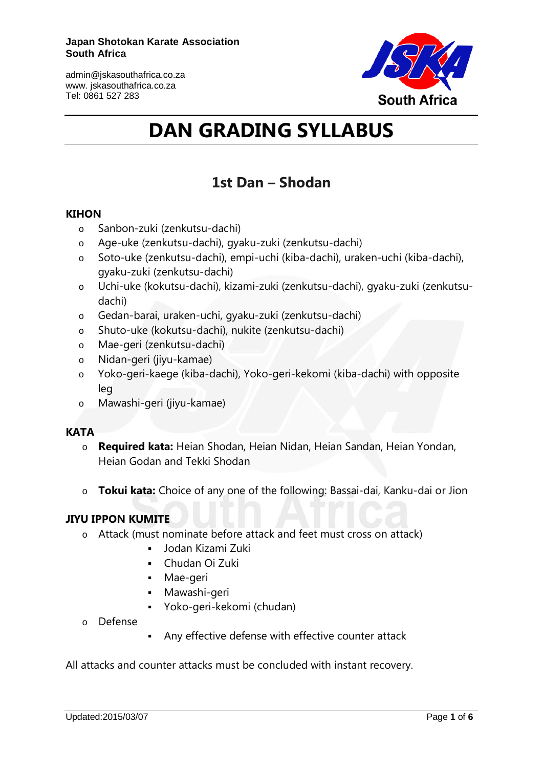**Japan Shotokan Karate Association**
**South Africa**

admin@jskasouthafrica.co.za
www. jskasouthafrica.co.za
Tel: 0861 527 283

# DAN GRADING SYLLABUS

## 1st Dan – Shodan

### KIHON

- Sanbon-zuki (zenkutsu-dachi)
- Age-uke (zenkutsu-dachi), gyaku-zuki (zenkutsu-dachi)
- Soto-uke (zenkutsu-dachi), empi-uchi (kiba-dachi), uraken-uchi (kiba-dachi), gyaku-zuki (zenkutsu-dachi)
- Uchi-uke (kokutsu-dachi), kizami-zuki (zenkutsu-dachi), gyaku-zuki (zenkutsu-dachi)
- Gedan-barai, uraken-uchi, gyaku-zuki (zenkutsu-dachi)
- Shuto-uke (kokutsu-dachi), nukite (zenkutsu-dachi)
- Mae-geri (zenkutsu-dachi)
- Nidan-geri (jiyu-kamae)
- Yoko-geri-kaege (kiba-dachi), Yoko-geri-kekomi (kiba-dachi) with opposite leg
- Mawashi-geri (jiyu-kamae)

### KATA

- **Required kata:** Heian Shodan, Heian Nidan, Heian Sandan, Heian Yondan, Heian Godan and Tekki Shodan
- **Tokui kata:** Choice of any one of the following: Bassai-dai, Kanku-dai or Jion

### JIYU IPPON KUMITE

- Attack (must nominate before attack and feet must cross on attack)
  - Jodan Kizami Zuki
  - Chudan Oi Zuki
  - Mae-geri
  - Mawashi-geri
  - Yoko-geri-kekomi (chudan)
- Defense
  - Any effective defense with effective counter attack

All attacks and counter attacks must be concluded with instant recovery.

Updated:2015/03/07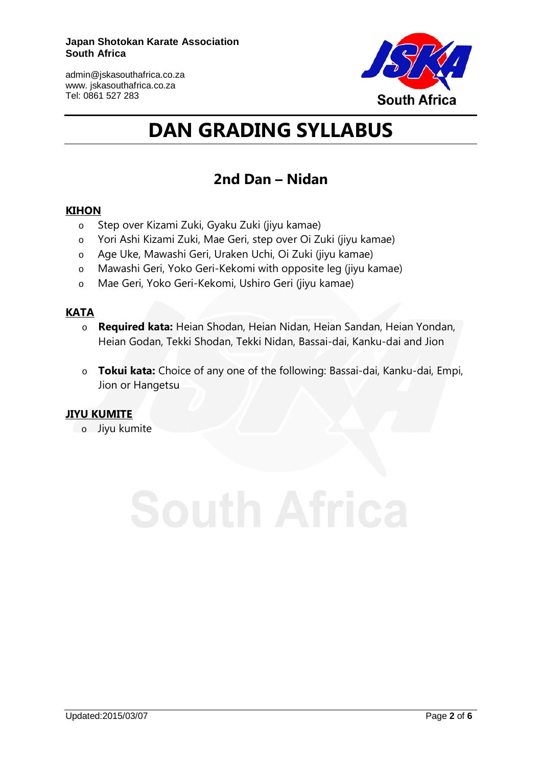Japan Shotokan Karate Association
South Africa

admin@jskasouthafrica.co.za
www. jskasouthafrica.co.za
Tel: 0861 527 283

# DAN GRADING SYLLABUS

## 2nd Dan – Nidan

### KIHON

- Step over Kizami Zuki, Gyaku Zuki (jiyu kamae)
- Yori Ashi Kizami Zuki, Mae Geri, step over Oi Zuki (jiyu kamae)
- Age Uke, Mawashi Geri, Uraken Uchi, Oi Zuki (jiyu kamae)
- Mawashi Geri, Yoko Geri-Kekomi with opposite leg (jiyu kamae)
- Mae Geri, Yoko Geri-Kekomi, Ushiro Geri (jiyu kamae)

### KATA

- **Required kata:** Heian Shodan, Heian Nidan, Heian Sandan, Heian Yondan, Heian Godan, Tekki Shodan, Tekki Nidan, Bassai-dai, Kanku-dai and Jion

- **Tokui kata:** Choice of any one of the following: Bassai-dai, Kanku-dai, Empi, Jion or Hangetsu

### JIYU KUMITE

- Jiyu kumite

Updated:2015/03/07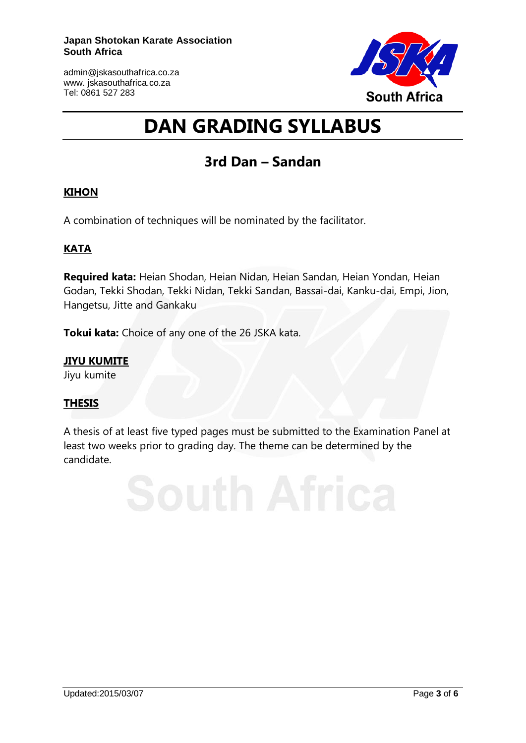# DAN GRADING SYLLABUS

## 3rd Dan – Sandan

### KIHON

A combination of techniques will be nominated by the facilitator.

### KATA

**Required kata:** Heian Shodan, Heian Nidan, Heian Sandan, Heian Yondan, Heian Godan, Tekki Shodan, Tekki Nidan, Tekki Sandan, Bassai-dai, Kanku-dai, Empi, Jion, Hangetsu, Jitte and Gankaku

**Tokui kata:** Choice of any one of the 26 JSKA kata.

### JIYU KUMITE

Jiyu kumite

### THESIS

A thesis of at least five typed pages must be submitted to the Examination Panel at least two weeks prior to grading day. The theme can be determined by the candidate.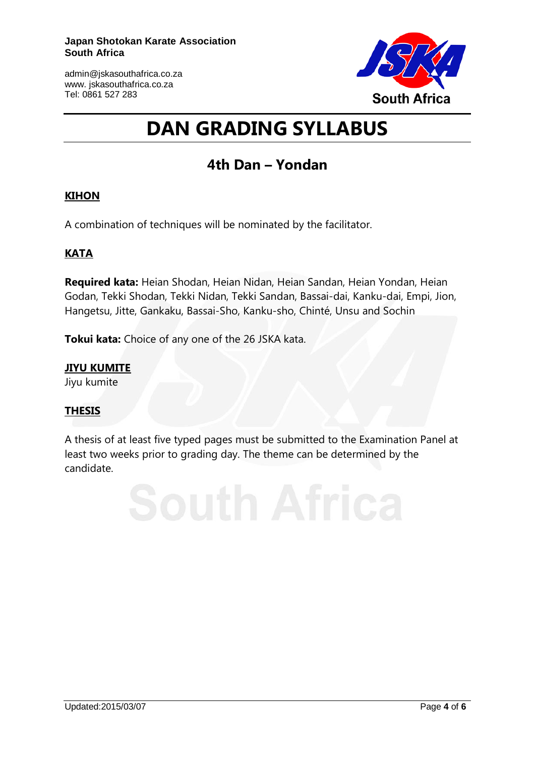Japan Shotokan Karate Association
South Africa

admin@jskasouthafrica.co.za
www. jskasouthafrica.co.za
Tel: 0861 527 283

# DAN GRADING SYLLABUS

## 4th Dan – Yondan

### KIHON

A combination of techniques will be nominated by the facilitator.

### KATA

**Required kata:** Heian Shodan, Heian Nidan, Heian Sandan, Heian Yondan, Heian Godan, Tekki Shodan, Tekki Nidan, Tekki Sandan, Bassai-dai, Kanku-dai, Empi, Jion, Hangetsu, Jitte, Gankaku, Bassai-Sho, Kanku-sho, Chinté, Unsu and Sochin

**Tokui kata:** Choice of any one of the 26 JSKA kata.

### JIYU KUMITE

Jiyu kumite

### THESIS

A thesis of at least five typed pages must be submitted to the Examination Panel at least two weeks prior to grading day. The theme can be determined by the candidate.

Updated:2015/03/07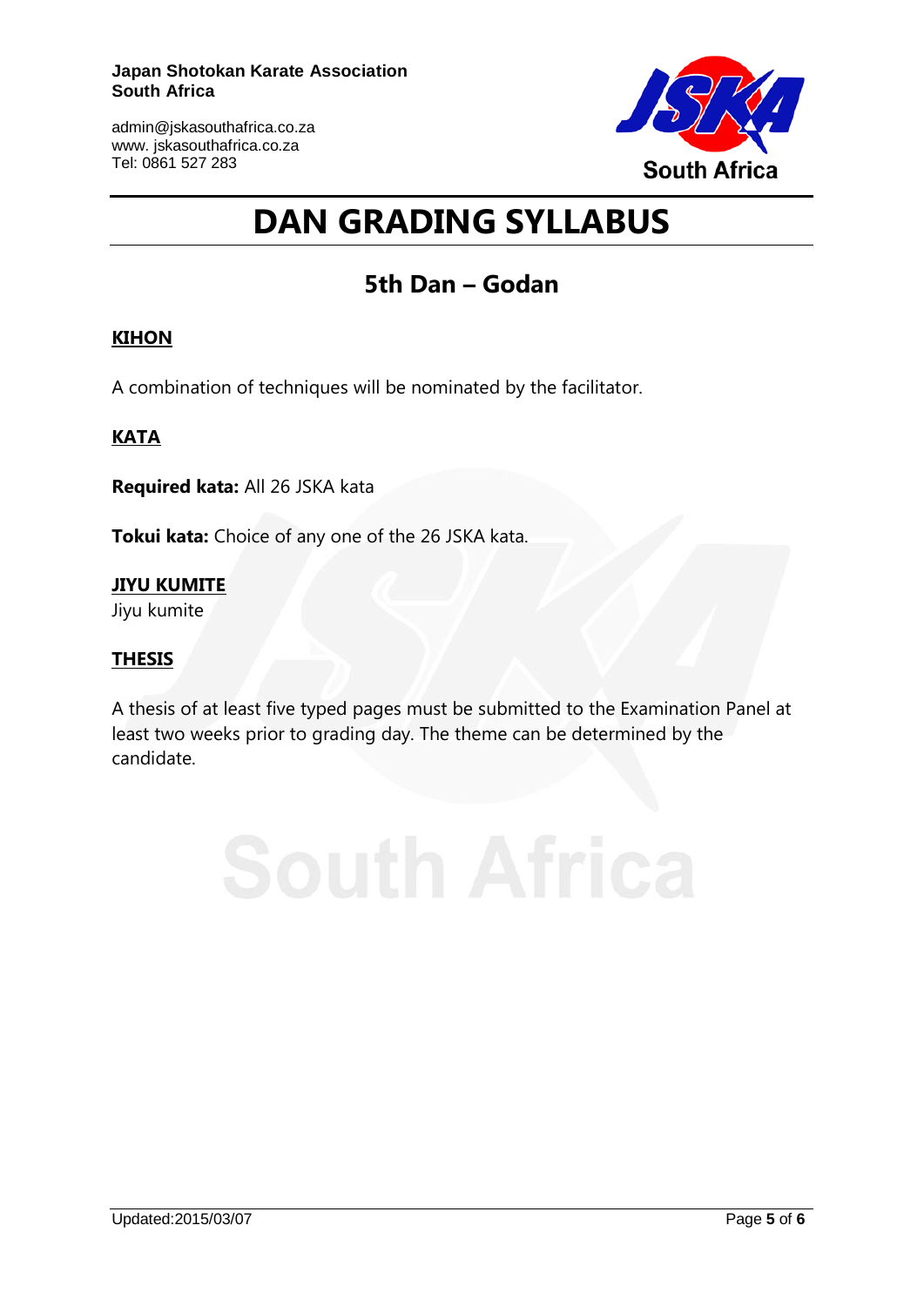# DAN GRADING SYLLABUS

## 5th Dan – Godan

### KIHON

A combination of techniques will be nominated by the facilitator.

### KATA

**Required kata:** All 26 JSKA kata

**Tokui kata:** Choice of any one of the 26 JSKA kata.

### JIYU KUMITE

Jiyu kumite

### THESIS

A thesis of at least five typed pages must be submitted to the Examination Panel at least two weeks prior to grading day. The theme can be determined by the candidate.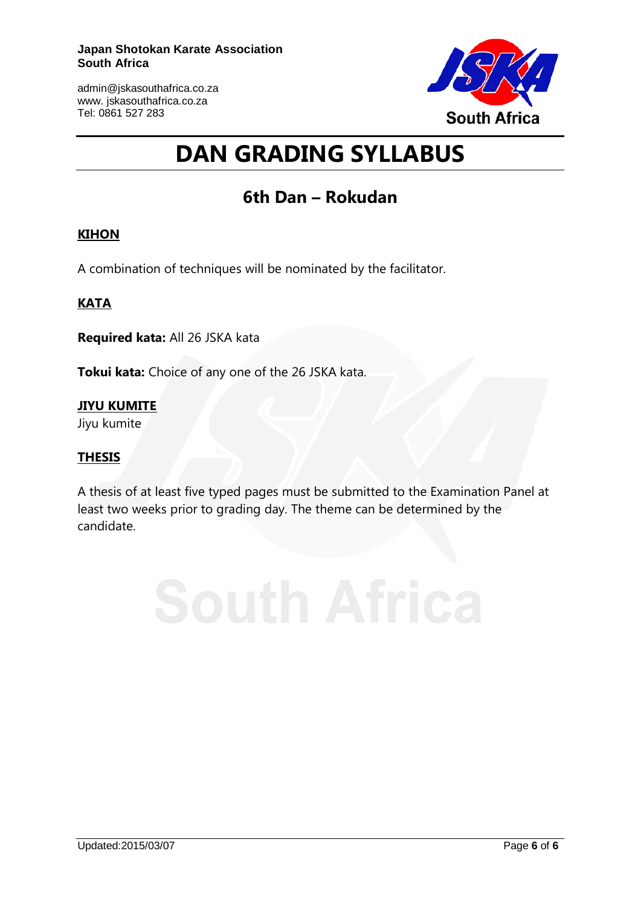**Japan Shotokan Karate Association**
**South Africa**

admin@jskasouthafrica.co.za
www. jskasouthafrica.co.za
Tel: 0861 527 283

# DAN GRADING SYLLABUS

## 6th Dan – Rokudan

### KIHON

A combination of techniques will be nominated by the facilitator.

### KATA

**Required kata:** All 26 JSKA kata

**Tokui kata:** Choice of any one of the 26 JSKA kata.

### JIYU KUMITE

Jiyu kumite

### THESIS

A thesis of at least five typed pages must be submitted to the Examination Panel at least two weeks prior to grading day. The theme can be determined by the candidate.

Updated:2015/03/07